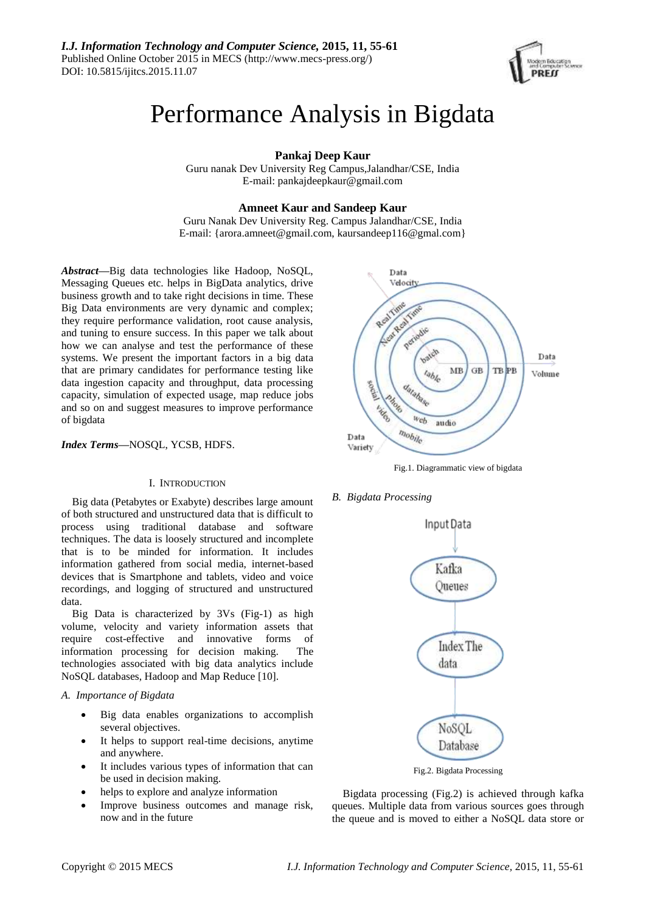# Performance Analysis in Bigdata

**Pankaj Deep Kaur**
Guru nanak Dev University Reg Campus,Jalandhar/CSE, India
E-mail: pankajdeepkaur@gmail.com

**Amneet Kaur and Sandeep Kaur**
Guru Nanak Dev University Reg. Campus Jalandhar/CSE, India
E-mail: {arora.amneet@gmail.com, kaursandeep116@gmal.com}

***Abstract*—**Big data technologies like Hadoop, NoSQL, Messaging Queues etc. helps in BigData analytics, drive business growth and to take right decisions in time. These Big Data environments are very dynamic and complex; they require performance validation, root cause analysis, and tuning to ensure success. In this paper we talk about how we can analyse and test the performance of these systems. We present the important factors in a big data that are primary candidates for performance testing like data ingestion capacity and throughput, data processing capacity, simulation of expected usage, map reduce jobs and so on and suggest measures to improve performance of bigdata

***Index Terms*—**NOSQL, YCSB, HDFS.

## I. Introduction

Big data (Petabytes or Exabyte) describes large amount of both structured and unstructured data that is difficult to process using traditional database and software techniques. The data is loosely structured and incomplete that is to be minded for information. It includes information gathered from social media, internet-based devices that is Smartphone and tablets, video and voice recordings, and logging of structured and unstructured data.

Big Data is characterized by 3Vs (Fig-1) as high volume, velocity and variety information assets that require cost-effective and innovative forms of information processing for decision making. The technologies associated with big data analytics include NoSQL databases, Hadoop and Map Reduce [10].

### A. Importance of Bigdata

- Big data enables organizations to accomplish several objectives.
- It helps to support real-time decisions, anytime and anywhere.
- It includes various types of information that can be used in decision making.
- helps to explore and analyze information
- Improve business outcomes and manage risk, now and in the future

Fig.1. Diagrammatic view of bigdata

### B. Bigdata Processing

Fig.2. Bigdata Processing

Bigdata processing (Fig.2) is achieved through kafka queues. Multiple data from various sources goes through the queue and is moved to either a NoSQL data store or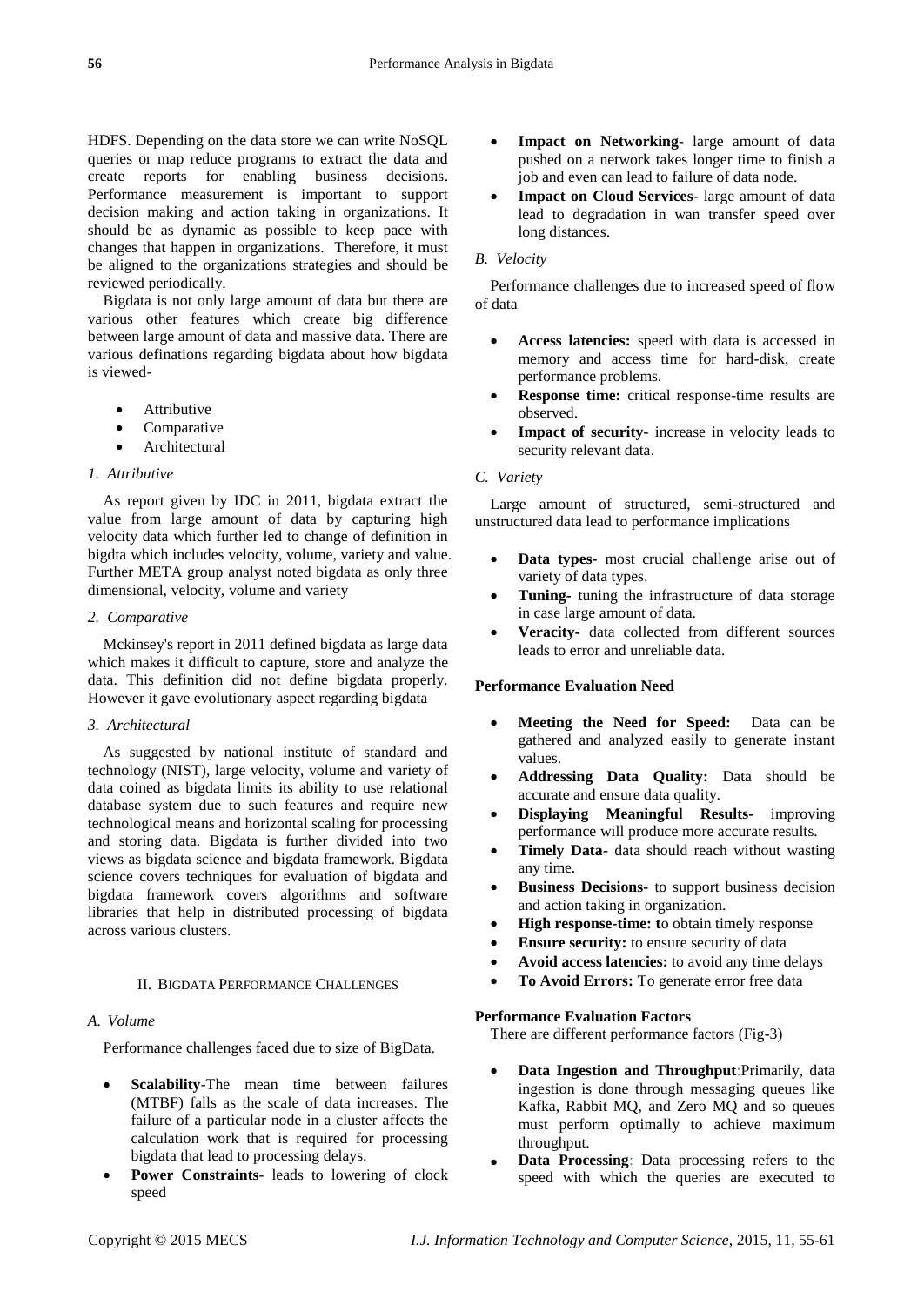HDFS. Depending on the data store we can write NoSQL queries or map reduce programs to extract the data and create reports for enabling business decisions. Performance measurement is important to support decision making and action taking in organizations. It should be as dynamic as possible to keep pace with changes that happen in organizations. Therefore, it must be aligned to the organizations strategies and should be reviewed periodically.

Bigdata is not only large amount of data but there are various other features which create big difference between large amount of data and massive data. There are various definations regarding bigdata about how bigdata is viewed-

- Attributive
- Comparative
- Architectural

### *1. Attributive*

As report given by IDC in 2011, bigdata extract the value from large amount of data by capturing high velocity data which further led to change of definition in bigdta which includes velocity, volume, variety and value. Further META group analyst noted bigdata as only three dimensional, velocity, volume and variety

### *2. Comparative*

Mckinsey's report in 2011 defined bigdata as large data which makes it difficult to capture, store and analyze the data. This definition did not define bigdata properly. However it gave evolutionary aspect regarding bigdata

### *3. Architectural*

As suggested by national institute of standard and technology (NIST), large velocity, volume and variety of data coined as bigdata limits its ability to use relational database system due to such features and require new technological means and horizontal scaling for processing and storing data. Bigdata is further divided into two views as bigdata science and bigdata framework. Bigdata science covers techniques for evaluation of bigdata and bigdata framework covers algorithms and software libraries that help in distributed processing of bigdata across various clusters.

## II. Bigdata Performance Challenges

### *A. Volume*

Performance challenges faced due to size of BigData.

- **Scalability**-The mean time between failures (MTBF) falls as the scale of data increases. The failure of a particular node in a cluster affects the calculation work that is required for processing bigdata that lead to processing delays.
- **Power Constraints**- leads to lowering of clock speed
- **Impact on Networking**- large amount of data pushed on a network takes longer time to finish a job and even can lead to failure of data node.
- **Impact on Cloud Services**- large amount of data lead to degradation in wan transfer speed over long distances.

### *B. Velocity*

Performance challenges due to increased speed of flow of data

- **Access latencies:** speed with data is accessed in memory and access time for hard-disk, create performance problems.
- **Response time:** critical response-time results are observed.
- **Impact of security-** increase in velocity leads to security relevant data.

### *C. Variety*

Large amount of structured, semi-structured and unstructured data lead to performance implications

- **Data types-** most crucial challenge arise out of variety of data types.
- **Tuning-** tuning the infrastructure of data storage in case large amount of data.
- **Veracity-** data collected from different sources leads to error and unreliable data.

**Performance Evaluation Need**

- **Meeting the Need for Speed:** Data can be gathered and analyzed easily to generate instant values.
- **Addressing Data Quality:** Data should be accurate and ensure data quality.
- **Displaying Meaningful Results-** improving performance will produce more accurate results.
- **Timely Data-** data should reach without wasting any time.
- **Business Decisions-** to support business decision and action taking in organization.
- **High response-time: t**o obtain timely response
- **Ensure security:** to ensure security of data
- **Avoid access latencies:** to avoid any time delays
- **To Avoid Errors:** To generate error free data

**Performance Evaluation Factors**

There are different performance factors (Fig-3)

- **Data Ingestion and Throughput**:Primarily, data ingestion is done through messaging queues like Kafka, Rabbit MQ, and Zero MQ and so queues must perform optimally to achieve maximum throughput.
- **Data Processing**: Data processing refers to the speed with which the queries are executed to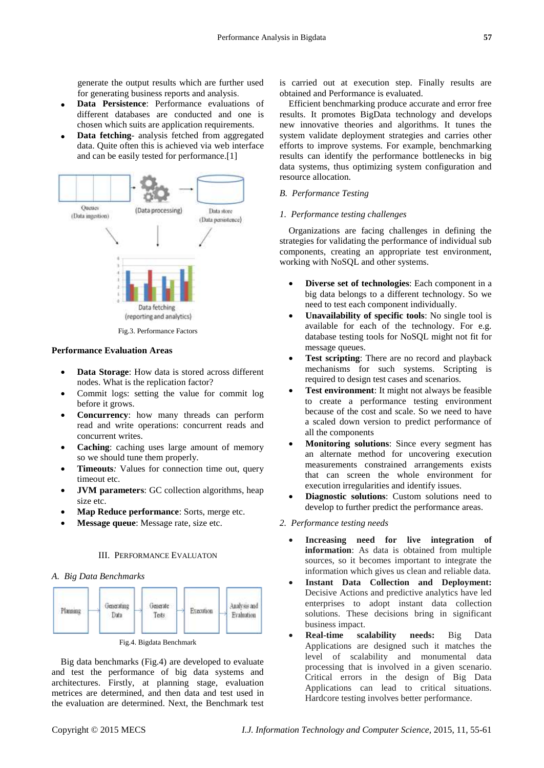generate the output results which are further used for generating business reports and analysis.

- **Data Persistence**: Performance evaluations of different databases are conducted and one is chosen which suits are application requirements.
- **Data fetching**- analysis fetched from aggregated data. Quite often this is achieved via web interface and can be easily tested for performance.[1]

Fig.3. Performance Factors

**Performance Evaluation Areas**

- **Data Storage**: How data is stored across different nodes. What is the replication factor?
- Commit logs: setting the value for commit log before it grows.
- **Concurrency**: how many threads can perform read and write operations: concurrent reads and concurrent writes.
- **Caching**: caching uses large amount of memory so we should tune them properly.
- **Timeouts**: Values for connection time out, query timeout etc.
- **JVM parameters**: GC collection algorithms, heap size etc.
- **Map Reduce performance**: Sorts, merge etc.
- **Message queue**: Message rate, size etc.

## III. Performance Evaluaton

### *A. Big Data Benchmarks*

Fig.4. Bigdata Benchmark

Big data benchmarks (Fig.4) are developed to evaluate and test the performance of big data systems and architectures. Firstly, at planning stage, evaluation metrices are determined, and then data and test used in the evaluation are determined. Next, the Benchmark test is carried out at execution step. Finally results are obtained and Performance is evaluated.

Efficient benchmarking produce accurate and error free results. It promotes BigData technology and develops new innovative theories and algorithms. It tunes the system validate deployment strategies and carries other efforts to improve systems. For example, benchmarking results can identify the performance bottlenecks in big data systems, thus optimizing system configuration and resource allocation.

### *B. Performance Testing*

#### *1. Performance testing challenges*

Organizations are facing challenges in defining the strategies for validating the performance of individual sub components, creating an appropriate test environment, working with NoSQL and other systems.

- **Diverse set of technologies**: Each component in a big data belongs to a different technology. So we need to test each component individually.
- **Unavailability of specific tools**: No single tool is available for each of the technology. For e.g. database testing tools for NoSQL might not fit for message queues.
- **Test scripting**: There are no record and playback mechanisms for such systems. Scripting is required to design test cases and scenarios.
- **Test environment**: It might not always be feasible to create a performance testing environment because of the cost and scale. So we need to have a scaled down version to predict performance of all the components
- **Monitoring solutions**: Since every segment has an alternate method for uncovering execution measurements constrained arrangements exists that can screen the whole environment for execution irregularities and identify issues.
- **Diagnostic solutions**: Custom solutions need to develop to further predict the performance areas.

#### *2. Performance testing needs*

- **Increasing need for live integration of information**: As data is obtained from multiple sources, so it becomes important to integrate the information which gives us clean and reliable data.
- **Instant Data Collection and Deployment:** Decisive Actions and predictive analytics have led enterprises to adopt instant data collection solutions. These decisions bring in significant business impact.
- **Real-time scalability needs:** Big Data Applications are designed such it matches the level of scalability and monumental data processing that is involved in a given scenario. Critical errors in the design of Big Data Applications can lead to critical situations. Hardcore testing involves better performance.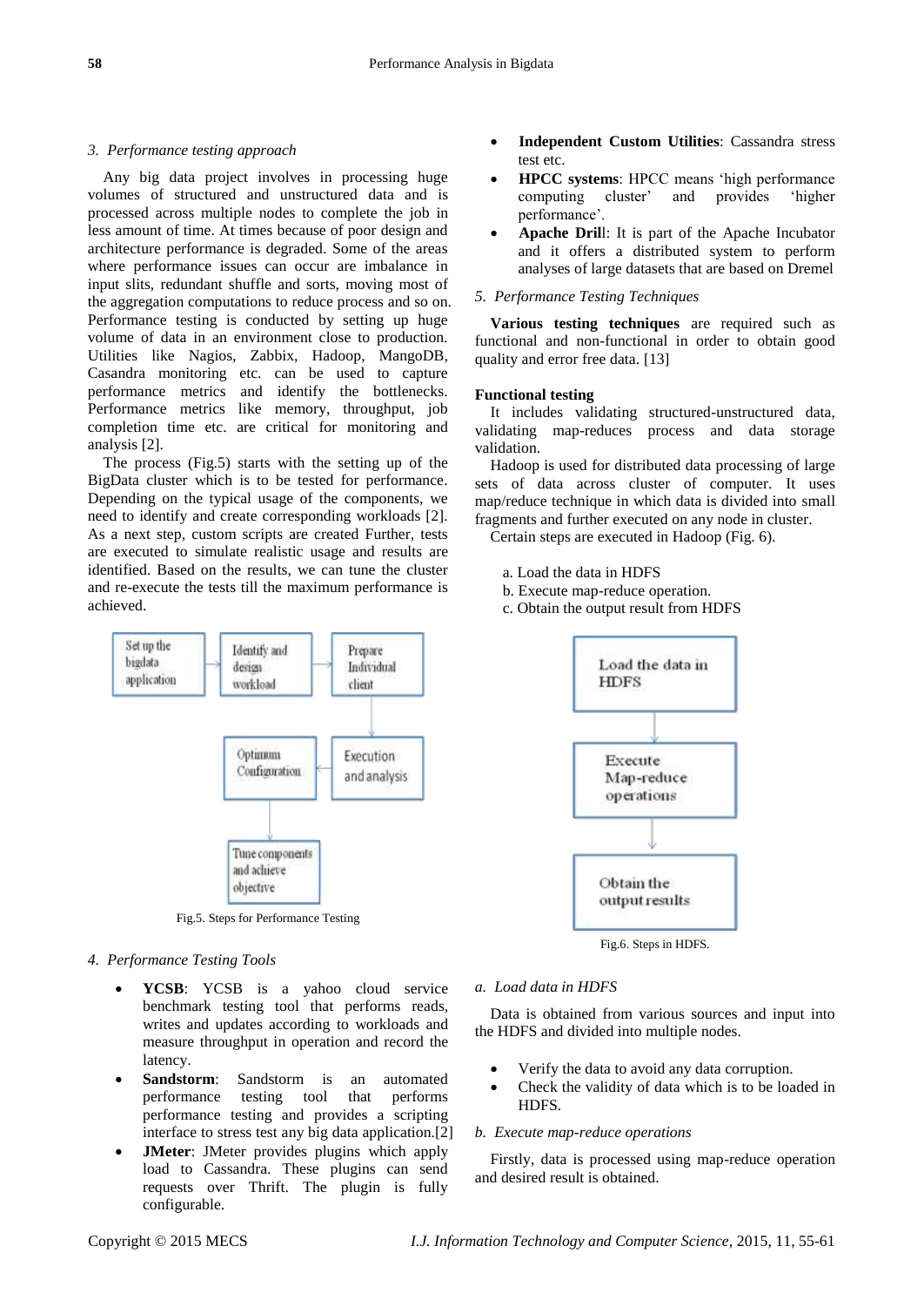### *3. Performance testing approach*

Any big data project involves in processing huge volumes of structured and unstructured data and is processed across multiple nodes to complete the job in less amount of time. At times because of poor design and architecture performance is degraded. Some of the areas where performance issues can occur are imbalance in input slits, redundant shuffle and sorts, moving most of the aggregation computations to reduce process and so on. Performance testing is conducted by setting up huge volume of data in an environment close to production. Utilities like Nagios, Zabbix, Hadoop, MangoDB, Casandra monitoring etc. can be used to capture performance metrics and identify the bottlenecks. Performance metrics like memory, throughput, job completion time etc. are critical for monitoring and analysis [2].

The process (Fig.5) starts with the setting up of the BigData cluster which is to be tested for performance. Depending on the typical usage of the components, we need to identify and create corresponding workloads [2]. As a next step, custom scripts are created Further, tests are executed to simulate realistic usage and results are identified. Based on the results, we can tune the cluster and re-execute the tests till the maximum performance is achieved.

Set up the bigdata application → Identify and design workload → Prepare Individual client → Execution and analysis → Optimum Configuration → Tune components and achieve objective

Fig.5. Steps for Performance Testing

### *4. Performance Testing Tools*

- **YCSB**: YCSB is a yahoo cloud service benchmark testing tool that performs reads, writes and updates according to workloads and measure throughput in operation and record the latency.
- **Sandstorm**: Sandstorm is an automated performance testing tool that performs performance testing and provides a scripting interface to stress test any big data application.[2]
- **JMeter**: JMeter provides plugins which apply load to Cassandra. These plugins can send requests over Thrift. The plugin is fully configurable.
- **Independent Custom Utilities**: Cassandra stress test etc.
- **HPCC systems**: HPCC means 'high performance computing cluster' and provides 'higher performance'.
- **Apache Dril**l: It is part of the Apache Incubator and it offers a distributed system to perform analyses of large datasets that are based on Dremel

### *5. Performance Testing Techniques*

**Various testing techniques** are required such as functional and non-functional in order to obtain good quality and error free data. [13]

#### Functional testing

It includes validating structured-unstructured data, validating map-reduces process and data storage validation.

Hadoop is used for distributed data processing of large sets of data across cluster of computer. It uses map/reduce technique in which data is divided into small fragments and further executed on any node in cluster.

Certain steps are executed in Hadoop (Fig. 6).

a. Load the data in HDFS
b. Execute map-reduce operation.
c. Obtain the output result from HDFS

Load the data in HDFS → Execute Map-reduce operations → Obtain the output results

Fig.6. Steps in HDFS.

#### *a. Load data in HDFS*

Data is obtained from various sources and input into the HDFS and divided into multiple nodes.

- Verify the data to avoid any data corruption.
- Check the validity of data which is to be loaded in HDFS.

#### *b. Execute map-reduce operations*

Firstly, data is processed using map-reduce operation and desired result is obtained.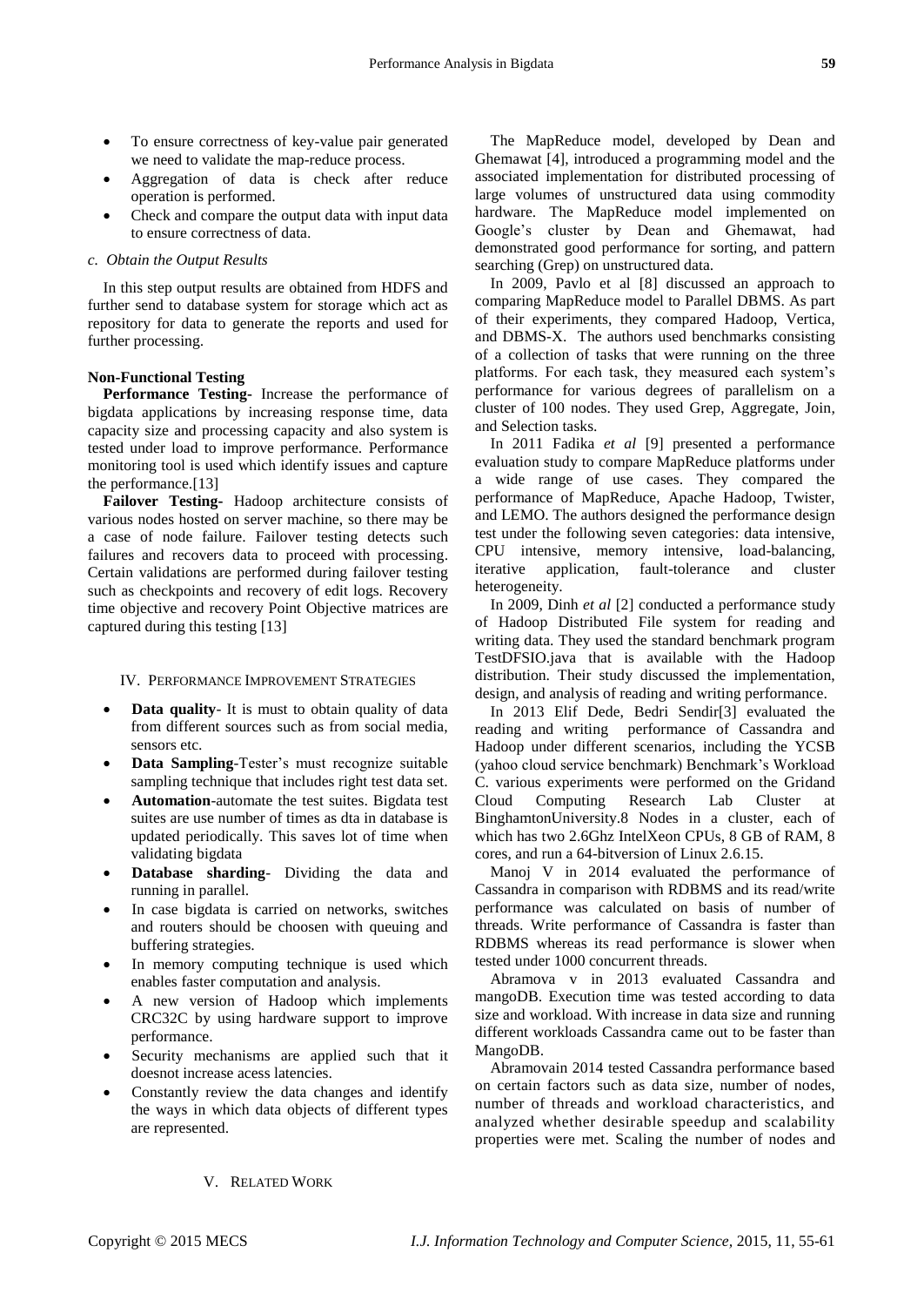- To ensure correctness of key-value pair generated we need to validate the map-reduce process.
- Aggregation of data is check after reduce operation is performed.
- Check and compare the output data with input data to ensure correctness of data.

### *c. Obtain the Output Results*

In this step output results are obtained from HDFS and further send to database system for storage which act as repository for data to generate the reports and used for further processing.

**Non-Functional Testing**

**Performance Testing-** Increase the performance of bigdata applications by increasing response time, data capacity size and processing capacity and also system is tested under load to improve performance. Performance monitoring tool is used which identify issues and capture the performance.[13]

**Failover Testing-** Hadoop architecture consists of various nodes hosted on server machine, so there may be a case of node failure. Failover testing detects such failures and recovers data to proceed with processing. Certain validations are performed during failover testing such as checkpoints and recovery of edit logs. Recovery time objective and recovery Point Objective matrices are captured during this testing [13]

## IV. Performance Improvement Strategies

- **Data quality**- It is must to obtain quality of data from different sources such as from social media, sensors etc.
- **Data Sampling**-Tester's must recognize suitable sampling technique that includes right test data set.
- **Automation**-automate the test suites. Bigdata test suites are use number of times as dta in database is updated periodically. This saves lot of time when validating bigdata
- **Database sharding**- Dividing the data and running in parallel.
- In case bigdata is carried on networks, switches and routers should be choosen with queuing and buffering strategies.
- In memory computing technique is used which enables faster computation and analysis.
- A new version of Hadoop which implements CRC32C by using hardware support to improve performance.
- Security mechanisms are applied such that it doesnot increase acess latencies.
- Constantly review the data changes and identify the ways in which data objects of different types are represented.

## V. Related Work

The MapReduce model, developed by Dean and Ghemawat [4], introduced a programming model and the associated implementation for distributed processing of large volumes of unstructured data using commodity hardware. The MapReduce model implemented on Google's cluster by Dean and Ghemawat, had demonstrated good performance for sorting, and pattern searching (Grep) on unstructured data.

In 2009, Pavlo et al [8] discussed an approach to comparing MapReduce model to Parallel DBMS. As part of their experiments, they compared Hadoop, Vertica, and DBMS-X. The authors used benchmarks consisting of a collection of tasks that were running on the three platforms. For each task, they measured each system's performance for various degrees of parallelism on a cluster of 100 nodes. They used Grep, Aggregate, Join, and Selection tasks.

In 2011 Fadika *et al* [9] presented a performance evaluation study to compare MapReduce platforms under a wide range of use cases. They compared the performance of MapReduce, Apache Hadoop, Twister, and LEMO. The authors designed the performance design test under the following seven categories: data intensive, CPU intensive, memory intensive, load-balancing, iterative application, fault-tolerance and cluster heterogeneity.

In 2009, Dinh *et al* [2] conducted a performance study of Hadoop Distributed File system for reading and writing data. They used the standard benchmark program TestDFSIO.java that is available with the Hadoop distribution. Their study discussed the implementation, design, and analysis of reading and writing performance.

In 2013 Elif Dede, Bedri Sendir[3] evaluated the reading and writing performance of Cassandra and Hadoop under different scenarios, including the YCSB (yahoo cloud service benchmark) Benchmark's Workload C. various experiments were performed on the Gridand Cloud Computing Research Lab Cluster at BinghamtonUniversity.8 Nodes in a cluster, each of which has two 2.6Ghz IntelXeon CPUs, 8 GB of RAM, 8 cores, and run a 64-bitversion of Linux 2.6.15.

Manoj V in 2014 evaluated the performance of Cassandra in comparison with RDBMS and its read/write performance was calculated on basis of number of threads. Write performance of Cassandra is faster than RDBMS whereas its read performance is slower when tested under 1000 concurrent threads.

Abramova v in 2013 evaluated Cassandra and mangoDB. Execution time was tested according to data size and workload. With increase in data size and running different workloads Cassandra came out to be faster than MangoDB.

Abramovain 2014 tested Cassandra performance based on certain factors such as data size, number of nodes, number of threads and workload characteristics, and analyzed whether desirable speedup and scalability properties were met. Scaling the number of nodes and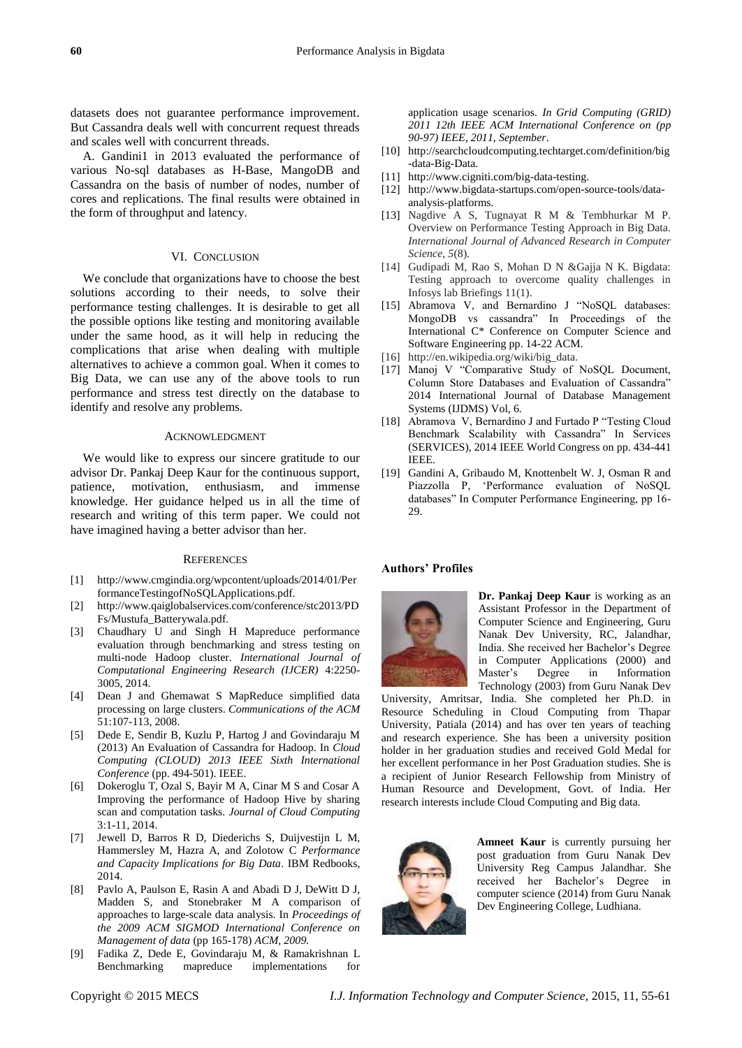datasets does not guarantee performance improvement. But Cassandra deals well with concurrent request threads and scales well with concurrent threads.

A. Gandini1 in 2013 evaluated the performance of various No-sql databases as H-Base, MangoDB and Cassandra on the basis of number of nodes, number of cores and replications. The final results were obtained in the form of throughput and latency.

## VI. Conclusion

We conclude that organizations have to choose the best solutions according to their needs, to solve their performance testing challenges. It is desirable to get all the possible options like testing and monitoring available under the same hood, as it will help in reducing the complications that arise when dealing with multiple alternatives to achieve a common goal. When it comes to Big Data, we can use any of the above tools to run performance and stress test directly on the database to identify and resolve any problems.

## Acknowledgment

We would like to express our sincere gratitude to our advisor Dr. Pankaj Deep Kaur for the continuous support, patience, motivation, enthusiasm, and immense knowledge. Her guidance helped us in all the time of research and writing of this term paper. We could not have imagined having a better advisor than her.

## References

[1] http://www.cmgindia.org/wpcontent/uploads/2014/01/PerformanceTestingofNoSQLApplications.pdf.

[2] http://www.qaiglobalservices.com/conference/stc2013/PDFs/Mustufa_Batterywala.pdf.

[3] Chaudhary U and Singh H Mapreduce performance evaluation through benchmarking and stress testing on multi-node Hadoop cluster. *International Journal of Computational Engineering Research (IJCER)* 4:2250-3005, 2014.

[4] Dean J and Ghemawat S MapReduce simplified data processing on large clusters. *Communications of the ACM* 51:107-113, 2008.

[5] Dede E, Sendir B, Kuzlu P, Hartog J and Govindaraju M (2013) An Evaluation of Cassandra for Hadoop. In *Cloud Computing (CLOUD) 2013 IEEE Sixth International Conference* (pp. 494-501). IEEE.

[6] Dokeroglu T, Ozal S, Bayir M A, Cinar M S and Cosar A Improving the performance of Hadoop Hive by sharing scan and computation tasks. *Journal of Cloud Computing* 3:1-11, 2014.

[7] Jewell D, Barros R D, Diederichs S, Duijvestijn L M, Hammersley M, Hazra A, and Zolotow C *Performance and Capacity Implications for Big Data*. IBM Redbooks, 2014.

[8] Pavlo A, Paulson E, Rasin A and Abadi D J, DeWitt D J, Madden S, and Stonebraker M A comparison of approaches to large-scale data analysis. In *Proceedings of the 2009 ACM SIGMOD International Conference on Management of data* (pp 165-178) *ACM, 2009.*

[9] Fadika Z, Dede E, Govindaraju M, & Ramakrishnan L Benchmarking mapreduce implementations for application usage scenarios. *In Grid Computing (GRID) 2011 12th IEEE ACM International Conference on (pp 90-97) IEEE, 2011, September*.

[10] http://searchcloudcomputing.techtarget.com/definition/big-data-Big-Data.

[11] http://www.cigniti.com/big-data-testing.

[12] http://www.bigdata-startups.com/open-source-tools/data-analysis-platforms.

[13] Nagdive A S, Tugnayat R M & Tembhurkar M P. Overview on Performance Testing Approach in Big Data. *International Journal of Advanced Research in Computer Science*, *5*(8).

[14] Gudipadi M, Rao S, Mohan D N &Gajja N K. Bigdata: Testing approach to overcome quality challenges in Infosys lab Briefings 11(1).

[15] Abramova V, and Bernardino J "NoSQL databases: MongoDB vs cassandra" In Proceedings of the International C* Conference on Computer Science and Software Engineering pp. 14-22 ACM.

[16] http://en.wikipedia.org/wiki/big_data.

[17] Manoj V "Comparative Study of NoSQL Document, Column Store Databases and Evaluation of Cassandra" 2014 International Journal of Database Management Systems (IJDMS) Vol, 6.

[18] Abramova V, Bernardino J and Furtado P "Testing Cloud Benchmark Scalability with Cassandra" In Services (SERVICES), 2014 IEEE World Congress on pp. 434-441 IEEE.

[19] Gandini A, Gribaudo M, Knottenbelt W. J, Osman R and Piazzolla P, 'Performance evaluation of NoSQL databases" In Computer Performance Engineering, pp 16-29.

### Authors' Profiles

**Dr. Pankaj Deep Kaur** is working as an Assistant Professor in the Department of Computer Science and Engineering, Guru Nanak Dev University, RC, Jalandhar, India. She received her Bachelor's Degree in Computer Applications (2000) and Master's Degree in Information Technology (2003) from Guru Nanak Dev University, Amritsar, India. She completed her Ph.D. in Resource Scheduling in Cloud Computing from Thapar University, Patiala (2014) and has over ten years of teaching and research experience. She has been a university position holder in her graduation studies and received Gold Medal for her excellent performance in her Post Graduation studies. She is a recipient of Junior Research Fellowship from Ministry of Human Resource and Development, Govt. of India. Her research interests include Cloud Computing and Big data.

**Amneet Kaur** is currently pursuing her post graduation from Guru Nanak Dev University Reg Campus Jalandhar. She received her Bachelor's Degree in computer science (2014) from Guru Nanak Dev Engineering College, Ludhiana.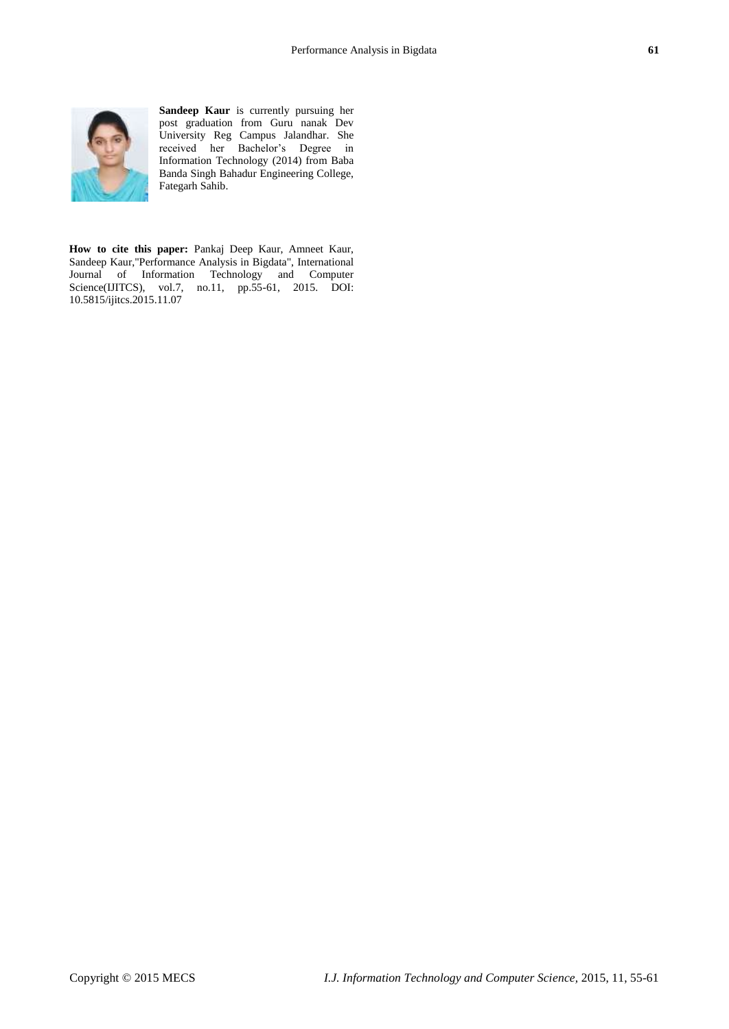**Sandeep Kaur** is currently pursuing her post graduation from Guru nanak Dev University Reg Campus Jalandhar. She received her Bachelor's Degree in Information Technology (2014) from Baba Banda Singh Bahadur Engineering College, Fategarh Sahib.

**How to cite this paper:** Pankaj Deep Kaur, Amneet Kaur, Sandeep Kaur,"Performance Analysis in Bigdata", International Journal of Information Technology and Computer Science(IJITCS), vol.7, no.11, pp.55-61, 2015. DOI: 10.5815/ijitcs.2015.11.07